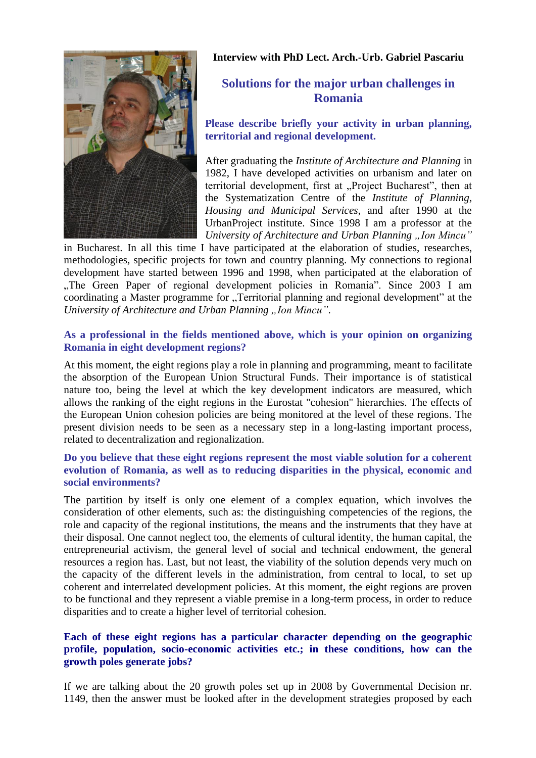**Interview with PhD Lect. Arch.-Urb. Gabriel Pascariu**

## Solutions for the major urban challenges in Romania

**Please describe briefly your activity in urban planning, territorial and regional development.**

After graduating the *Institute of Architecture and Planning* in 1982, I have developed activities on urbanism and later on territorial development, first at „Project Bucharest", then at the Systematization Centre of the *Institute of Planning, Housing and Municipal Services*, and after 1990 at the UrbanProject institute. Since 1998 I am a professor at the *University of Architecture and Urban Planning „Ion Mincu"* in Bucharest. In all this time I have participated at the elaboration of studies, researches, methodologies, specific projects for town and country planning. My connections to regional development have started between 1996 and 1998, when participated at the elaboration of „The Green Paper of regional development policies in Romania". Since 2003 I am coordinating a Master programme for „Territorial planning and regional development" at the *University of Architecture and Urban Planning „Ion Mincu"*.

**As a professional in the fields mentioned above, which is your opinion on organizing Romania in eight development regions?**

At this moment, the eight regions play a role in planning and programming, meant to facilitate the absorption of the European Union Structural Funds. Their importance is of statistical nature too, being the level at which the key development indicators are measured, which allows the ranking of the eight regions in the Eurostat "cohesion" hierarchies. The effects of the European Union cohesion policies are being monitored at the level of these regions. The present division needs to be seen as a necessary step in a long-lasting important process, related to decentralization and regionalization.

**Do you believe that these eight regions represent the most viable solution for a coherent evolution of Romania, as well as to reducing disparities in the physical, economic and social environments?**

The partition by itself is only one element of a complex equation, which involves the consideration of other elements, such as: the distinguishing competencies of the regions, the role and capacity of the regional institutions, the means and the instruments that they have at their disposal. One cannot neglect too, the elements of cultural identity, the human capital, the entrepreneurial activism, the general level of social and technical endowment, the general resources a region has. Last, but not least, the viability of the solution depends very much on the capacity of the different levels in the administration, from central to local, to set up coherent and interrelated development policies. At this moment, the eight regions are proven to be functional and they represent a viable premise in a long-term process, in order to reduce disparities and to create a higher level of territorial cohesion.

**Each of these eight regions has a particular character depending on the geographic profile, population, socio-economic activities etc.; in these conditions, how can the growth poles generate jobs?**

If we are talking about the 20 growth poles set up in 2008 by Governmental Decision nr. 1149, then the answer must be looked after in the development strategies proposed by each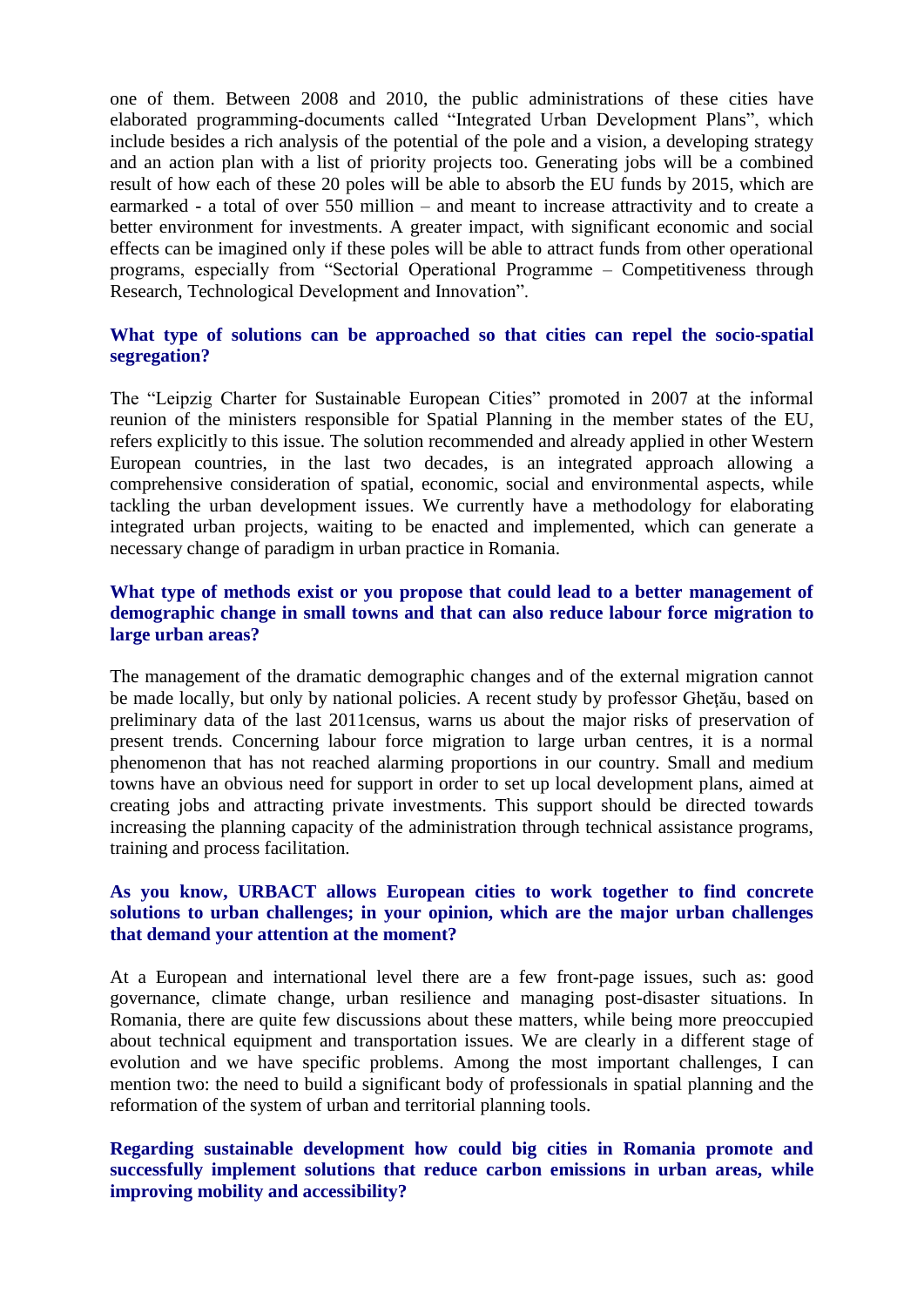one of them. Between 2008 and 2010, the public administrations of these cities have elaborated programming-documents called "Integrated Urban Development Plans", which include besides a rich analysis of the potential of the pole and a vision, a developing strategy and an action plan with a list of priority projects too. Generating jobs will be a combined result of how each of these 20 poles will be able to absorb the EU funds by 2015, which are earmarked - a total of over 550 million – and meant to increase attractivity and to create a better environment for investments. A greater impact, with significant economic and social effects can be imagined only if these poles will be able to attract funds from other operational programs, especially from "Sectorial Operational Programme – Competitiveness through Research, Technological Development and Innovation".

**What type of solutions can be approached so that cities can repel the socio-spatial segregation?**

The "Leipzig Charter for Sustainable European Cities" promoted in 2007 at the informal reunion of the ministers responsible for Spatial Planning in the member states of the EU, refers explicitly to this issue. The solution recommended and already applied in other Western European countries, in the last two decades, is an integrated approach allowing a comprehensive consideration of spatial, economic, social and environmental aspects, while tackling the urban development issues. We currently have a methodology for elaborating integrated urban projects, waiting to be enacted and implemented, which can generate a necessary change of paradigm in urban practice in Romania.

**What type of methods exist or you propose that could lead to a better management of demographic change in small towns and that can also reduce labour force migration to large urban areas?**

The management of the dramatic demographic changes and of the external migration cannot be made locally, but only by national policies. A recent study by professor Gheţău, based on preliminary data of the last 2011census, warns us about the major risks of preservation of present trends. Concerning labour force migration to large urban centres, it is a normal phenomenon that has not reached alarming proportions in our country. Small and medium towns have an obvious need for support in order to set up local development plans, aimed at creating jobs and attracting private investments. This support should be directed towards increasing the planning capacity of the administration through technical assistance programs, training and process facilitation.

**As you know, URBACT allows European cities to work together to find concrete solutions to urban challenges; in your opinion, which are the major urban challenges that demand your attention at the moment?**

At a European and international level there are a few front-page issues, such as: good governance, climate change, urban resilience and managing post-disaster situations. In Romania, there are quite few discussions about these matters, while being more preoccupied about technical equipment and transportation issues. We are clearly in a different stage of evolution and we have specific problems. Among the most important challenges, I can mention two: the need to build a significant body of professionals in spatial planning and the reformation of the system of urban and territorial planning tools.

**Regarding sustainable development how could big cities in Romania promote and successfully implement solutions that reduce carbon emissions in urban areas, while improving mobility and accessibility?**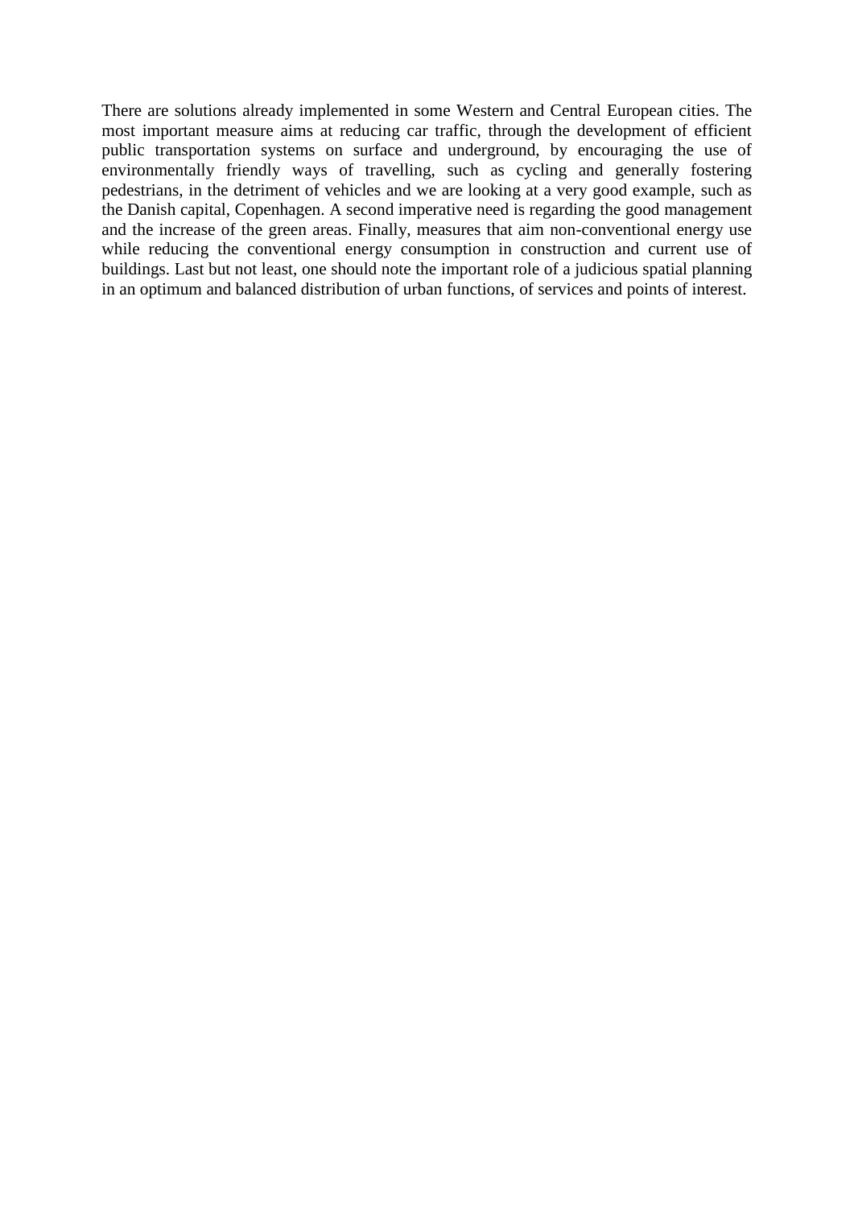There are solutions already implemented in some Western and Central European cities. The most important measure aims at reducing car traffic, through the development of efficient public transportation systems on surface and underground, by encouraging the use of environmentally friendly ways of travelling, such as cycling and generally fostering pedestrians, in the detriment of vehicles and we are looking at a very good example, such as the Danish capital, Copenhagen. A second imperative need is regarding the good management and the increase of the green areas. Finally, measures that aim non-conventional energy use while reducing the conventional energy consumption in construction and current use of buildings. Last but not least, one should note the important role of a judicious spatial planning in an optimum and balanced distribution of urban functions, of services and points of interest.